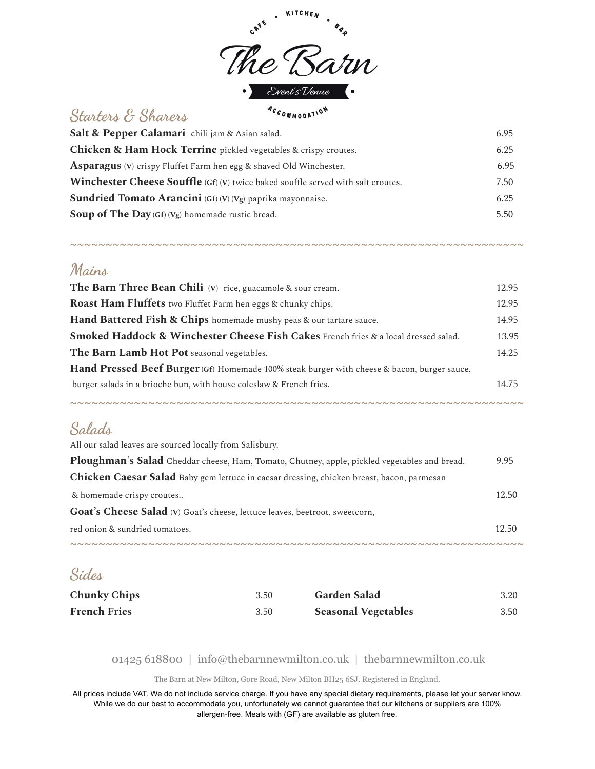# The Barn

CAFE • KITCHEN • BAR

*Event's Venue*

ACCOMMODATION

## Starters & Sharers

**Salt & Pepper Calamari** chili jam & Asian salad. 6.95

**Chicken & Ham Hock Terrine** pickled vegetables & crispy croutes. 6.25

**Asparagus** (V) crispy Fluffet Farm hen egg & shaved Old Winchester. 6.95

**Winchester Cheese Souffle** (Gf) (V) twice baked souffle served with salt croutes. 7.50

**Sundried Tomato Arancini** (Gf) (V) (Vg) paprika mayonnaise. 6.25

**Soup of The Day** (Gf) (Vg) homemade rustic bread. 5.50

~~~~~~~~~~~~~~~~~~~~~~~~~~~~~~~~~~~~~~~~~~~~~~~~~~~~~~~~~~~~~~~~~~~

## Mains

**The Barn Three Bean Chili** (V) rice, guacamole & sour cream. 12.95

**Roast Ham Fluffets** two Fluffet Farm hen eggs & chunky chips. 12.95

**Hand Battered Fish & Chips** homemade mushy peas & our tartare sauce. 14.95

**Smoked Haddock & Winchester Cheese Fish Cakes** French fries & a local dressed salad. 13.95

**The Barn Lamb Hot Pot** seasonal vegetables. 14.25

**Hand Pressed Beef Burger** (Gf) Homemade 100% steak burger with cheese & bacon, burger sauce, burger salads in a brioche bun, with house coleslaw & French fries. 14.75

~~~~~~~~~~~~~~~~~~~~~~~~~~~~~~~~~~~~~~~~~~~~~~~~~~~~~~~~~~~~~~~~~~~

## Salads

All our salad leaves are sourced locally from Salisbury.

**Ploughman's Salad** Cheddar cheese, Ham, Tomato, Chutney, apple, pickled vegetables and bread. 9.95

**Chicken Caesar Salad** Baby gem lettuce in caesar dressing, chicken breast, bacon, parmesan & homemade crispy croutes.. 12.50

**Goat's Cheese Salad** (V) Goat's cheese, lettuce leaves, beetroot, sweetcorn, red onion & sundried tomatoes. 12.50

~~~~~~~~~~~~~~~~~~~~~~~~~~~~~~~~~~~~~~~~~~~~~~~~~~~~~~~~~~~~~~~~~~~

## Sides

| | | | |
|---|---|---|---|
| **Chunky Chips** | 3.50 | **Garden Salad** | 3.20 |
| **French Fries** | 3.50 | **Seasonal Vegetables** | 3.50 |

01425 618800 | info@thebarnnewmilton.co.uk | thebarnnewmilton.co.uk

The Barn at New Milton, Gore Road, New Milton BH25 6SJ. Registered in England.

All prices include VAT. We do not include service charge. If you have any special dietary requirements, please let your server know. While we do our best to accommodate you, unfortunately we cannot guarantee that our kitchens or suppliers are 100% allergen-free. Meals with (GF) are available as gluten free.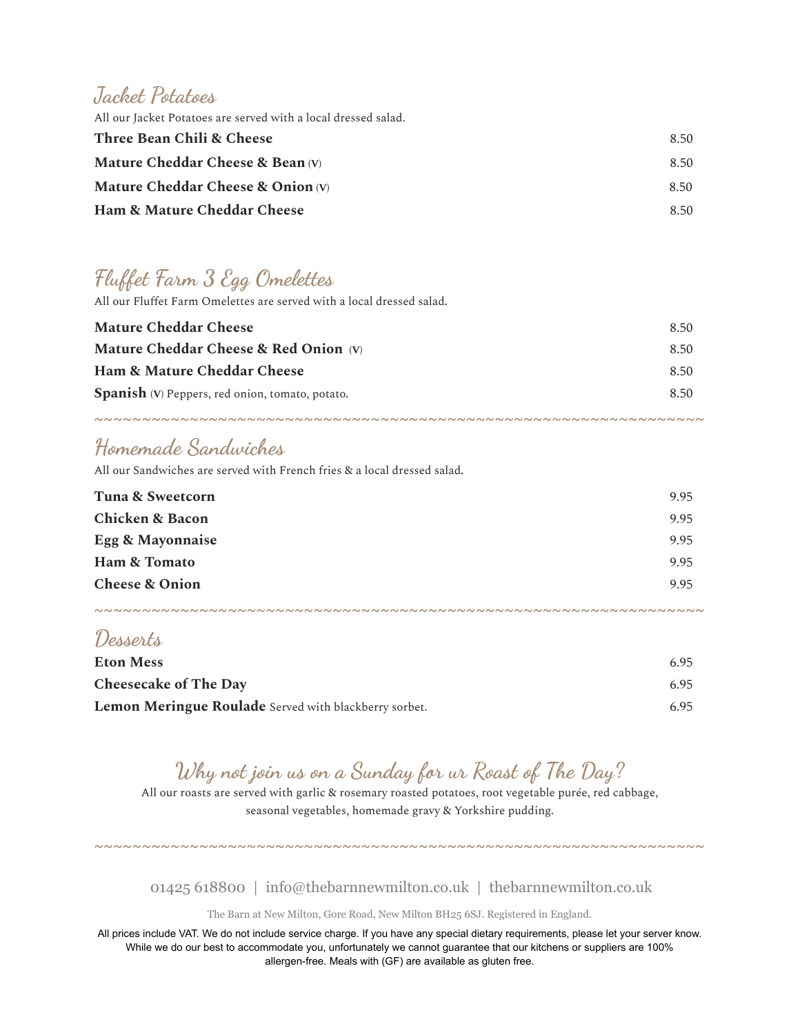## Jacket Potatoes

All our Jacket Potatoes are served with a local dressed salad.

| | |
|---|---|
| **Three Bean Chili & Cheese** | 8.50 |
| **Mature Cheddar Cheese & Bean** (V) | 8.50 |
| **Mature Cheddar Cheese & Onion** (V) | 8.50 |
| **Ham & Mature Cheddar Cheese** | 8.50 |

## Fluffet Farm 3 Egg Omelettes

All our Fluffet Farm Omelettes are served with a local dressed salad.

| | |
|---|---|
| **Mature Cheddar Cheese** | 8.50 |
| **Mature Cheddar Cheese & Red Onion** (V) | 8.50 |
| **Ham & Mature Cheddar Cheese** | 8.50 |
| **Spanish** (V) Peppers, red onion, tomato, potato. | 8.50 |

~~~~~~~~~~~~~~~~~~~~~~~~~~~~~~~~~~~~~~~~~~~~~~~~~~~~~~~~~~~~~~~~~~~~

## Homemade Sandwiches

All our Sandwiches are served with French fries & a local dressed salad.

| | |
|---|---|
| **Tuna & Sweetcorn** | 9.95 |
| **Chicken & Bacon** | 9.95 |
| **Egg & Mayonnaise** | 9.95 |
| **Ham & Tomato** | 9.95 |
| **Cheese & Onion** | 9.95 |

~~~~~~~~~~~~~~~~~~~~~~~~~~~~~~~~~~~~~~~~~~~~~~~~~~~~~~~~~~~~~~~~~~~~

## Desserts

| | |
|---|---|
| **Eton Mess** | 6.95 |
| **Cheesecake of The Day** | 6.95 |
| **Lemon Meringue Roulade** Served with blackberry sorbet. | 6.95 |

## Why not join us on a Sunday for ur Roast of The Day?

All our roasts are served with garlic & rosemary roasted potatoes, root vegetable purée, red cabbage, seasonal vegetables, homemade gravy & Yorkshire pudding.

~~~~~~~~~~~~~~~~~~~~~~~~~~~~~~~~~~~~~~~~~~~~~~~~~~~~~~~~~~~~~~~~~~~~

01425 618800 | info@thebarnnewmilton.co.uk | thebarnnewmilton.co.uk

The Barn at New Milton, Gore Road, New Milton BH25 6SJ. Registered in England.

All prices include VAT. We do not include service charge. If you have any special dietary requirements, please let your server know. While we do our best to accommodate you, unfortunately we cannot guarantee that our kitchens or suppliers are 100% allergen-free. Meals with (GF) are available as gluten free.